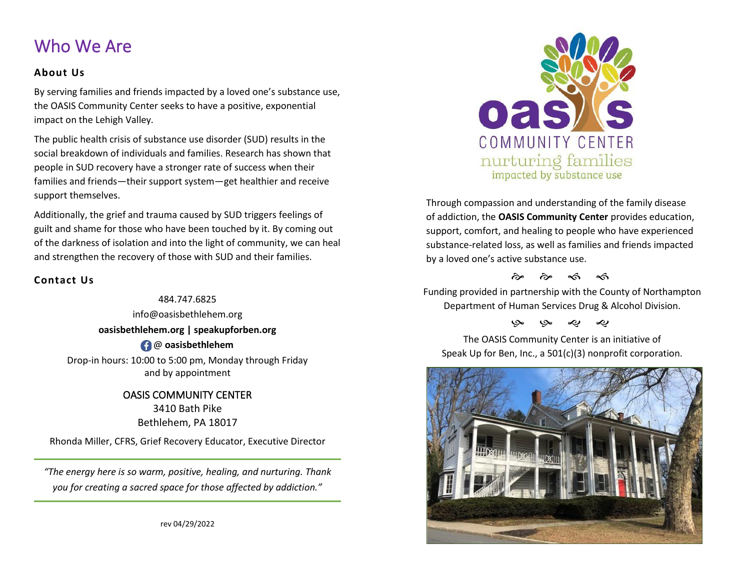# Who We Are

### About Us

By serving families and friends impacted by a loved one's substance use, the OASIS Community Center seeks to have a positive, exponential impact on the Lehigh Valley.

The public health crisis of substance use disorder (SUD) results in the social breakdown of individuals and families. Research has shown that people in SUD recovery have a stronger rate of success when their families and friends—their support system—get healthier and receive support themselves.

Additionally, the grief and trauma caused by SUD triggers feelings of guilt and shame for those who have been touched by it. By coming out of the darkness of isolation and into the light of community, we can heal and strengthen the recovery of those with SUD and their families.

### Contact Us

484.747.6825

info@oasisbethlehem.org

**oasisbethlehem.org | speakupforben.org**

@ **oasisbethlehem**

Drop-in hours: 10:00 to 5:00 pm, Monday through Friday and by appointment

OASIS COMMUNITY CENTER
3410 Bath Pike
Bethlehem, PA 18017

Rhonda Miller, CFRS, Grief Recovery Educator, Executive Director

---

*"The energy here is so warm, positive, healing, and nurturing. Thank you for creating a sacred space for those affected by addiction."*

---

rev 04/29/2022

oasis COMMUNITY CENTER
nurturing families
impacted by substance use

Through compassion and understanding of the family disease of addiction, the **OASIS Community Center** provides education, support, comfort, and healing to people who have experienced substance-related loss, as well as families and friends impacted by a loved one's active substance use.

Funding provided in partnership with the County of Northampton Department of Human Services Drug & Alcohol Division.

The OASIS Community Center is an initiative of Speak Up for Ben, Inc., a 501(c)(3) nonprofit corporation.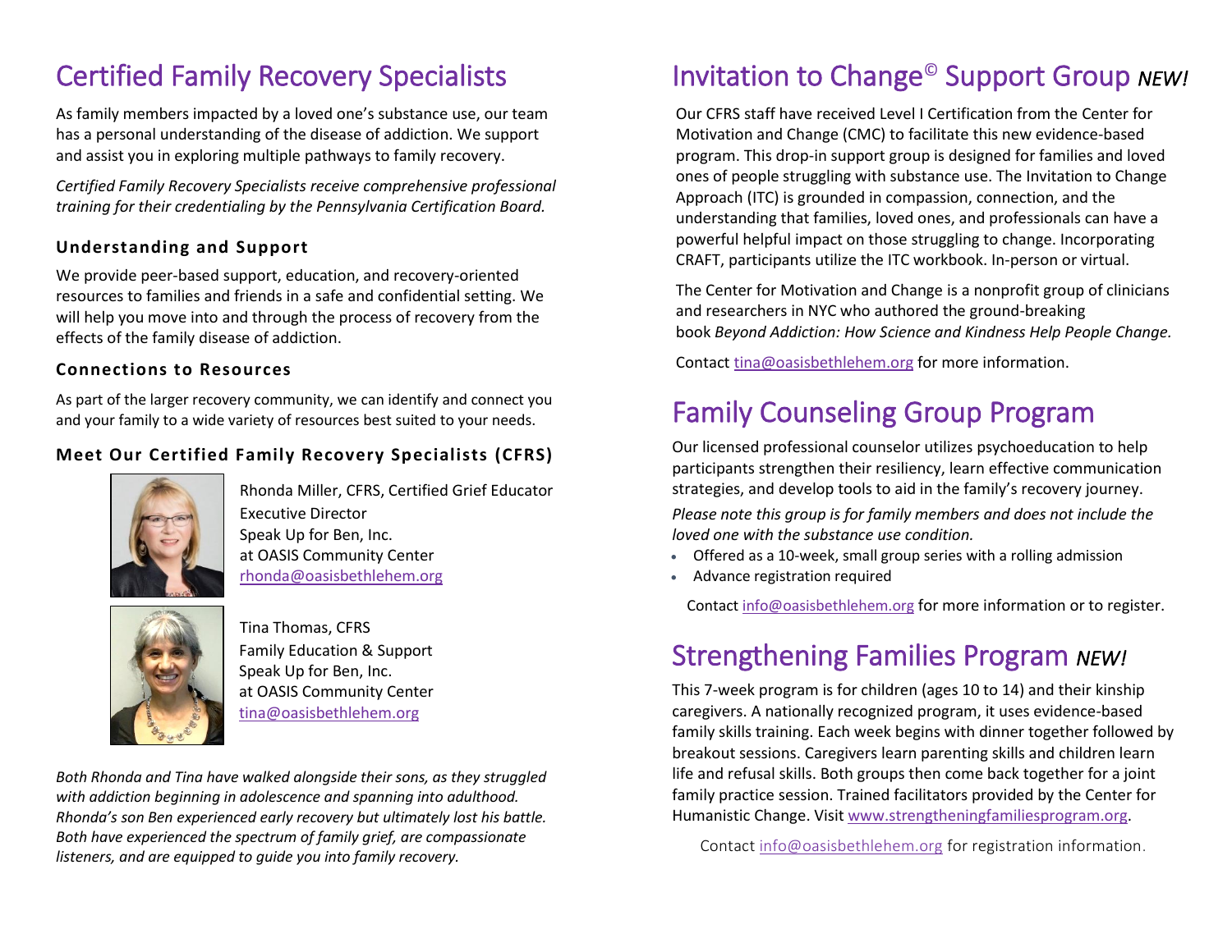# Certified Family Recovery Specialists

As family members impacted by a loved one's substance use, our team has a personal understanding of the disease of addiction. We support and assist you in exploring multiple pathways to family recovery.

*Certified Family Recovery Specialists receive comprehensive professional training for their credentialing by the Pennsylvania Certification Board.*

### Understanding and Support

We provide peer-based support, education, and recovery-oriented resources to families and friends in a safe and confidential setting. We will help you move into and through the process of recovery from the effects of the family disease of addiction.

### Connections to Resources

As part of the larger recovery community, we can identify and connect you and your family to a wide variety of resources best suited to your needs.

### Meet Our Certified Family Recovery Specialists (CFRS)

Rhonda Miller, CFRS, Certified Grief Educator
Executive Director
Speak Up for Ben, Inc.
at OASIS Community Center
rhonda@oasisbethlehem.org

Tina Thomas, CFRS
Family Education & Support
Speak Up for Ben, Inc.
at OASIS Community Center
tina@oasisbethlehem.org

*Both Rhonda and Tina have walked alongside their sons, as they struggled with addiction beginning in adolescence and spanning into adulthood. Rhonda's son Ben experienced early recovery but ultimately lost his battle. Both have experienced the spectrum of family grief, are compassionate listeners, and are equipped to guide you into family recovery.*

# Invitation to Change© Support Group *NEW!*

Our CFRS staff have received Level I Certification from the Center for Motivation and Change (CMC) to facilitate this new evidence-based program. This drop-in support group is designed for families and loved ones of people struggling with substance use. The Invitation to Change Approach (ITC) is grounded in compassion, connection, and the understanding that families, loved ones, and professionals can have a powerful helpful impact on those struggling to change. Incorporating CRAFT, participants utilize the ITC workbook. In-person or virtual.

The Center for Motivation and Change is a nonprofit group of clinicians and researchers in NYC who authored the ground-breaking book *Beyond Addiction: How Science and Kindness Help People Change.*

Contact tina@oasisbethlehem.org for more information.

# Family Counseling Group Program

Our licensed professional counselor utilizes psychoeducation to help participants strengthen their resiliency, learn effective communication strategies, and develop tools to aid in the family's recovery journey.

*Please note this group is for family members and does not include the loved one with the substance use condition.*

- Offered as a 10-week, small group series with a rolling admission
- Advance registration required

Contact info@oasisbethlehem.org for more information or to register.

# Strengthening Families Program *NEW!*

This 7-week program is for children (ages 10 to 14) and their kinship caregivers. A nationally recognized program, it uses evidence-based family skills training. Each week begins with dinner together followed by breakout sessions. Caregivers learn parenting skills and children learn life and refusal skills. Both groups then come back together for a joint family practice session. Trained facilitators provided by the Center for Humanistic Change. Visit www.strengtheningfamiliesprogram.org.

Contact info@oasisbethlehem.org for registration information.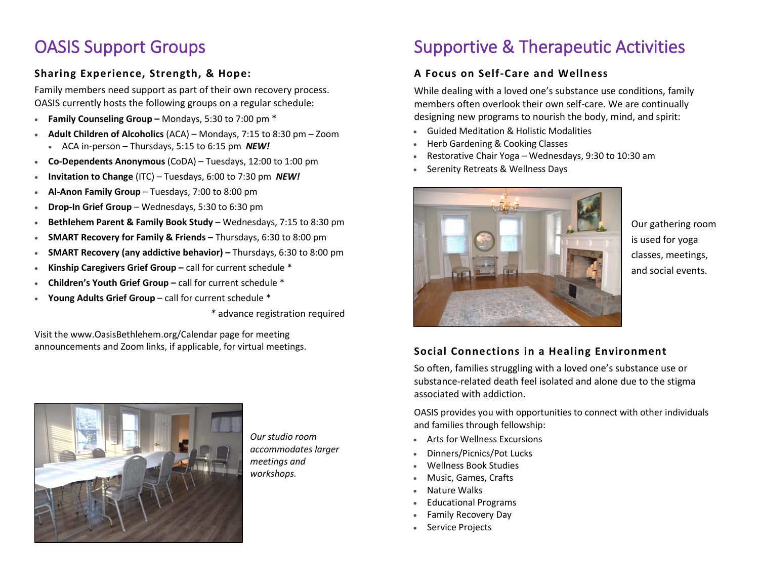# OASIS Support Groups

### Sharing Experience, Strength, & Hope:

Family members need support as part of their own recovery process. OASIS currently hosts the following groups on a regular schedule:

- **Family Counseling Group –** Mondays, 5:30 to 7:00 pm *
- **Adult Children of Alcoholics** (ACA) – Mondays, 7:15 to 8:30 pm – Zoom
  - ACA in-person – Thursdays, 5:15 to 6:15 pm ***NEW!***
- **Co-Dependents Anonymous** (CoDA) – Tuesdays, 12:00 to 1:00 pm
- **Invitation to Change** (ITC) – Tuesdays, 6:00 to 7:30 pm ***NEW!***
- **Al-Anon Family Group** – Tuesdays, 7:00 to 8:00 pm
- **Drop-In Grief Group** – Wednesdays, 5:30 to 6:30 pm
- **Bethlehem Parent & Family Book Study** – Wednesdays, 7:15 to 8:30 pm
- **SMART Recovery for Family & Friends –** Thursdays, 6:30 to 8:00 pm
- **SMART Recovery (any addictive behavior) –** Thursdays, 6:30 to 8:00 pm
- **Kinship Caregivers Grief Group –** call for current schedule *
- **Children's Youth Grief Group –** call for current schedule *
- **Young Adults Grief Group** – call for current schedule *

\* advance registration required

Visit the www.OasisBethlehem.org/Calendar page for meeting announcements and Zoom links, if applicable, for virtual meetings.

*Our studio room accommodates larger meetings and workshops.*

# Supportive & Therapeutic Activities

### A Focus on Self-Care and Wellness

While dealing with a loved one's substance use conditions, family members often overlook their own self-care. We are continually designing new programs to nourish the body, mind, and spirit:

- Guided Meditation & Holistic Modalities
- Herb Gardening & Cooking Classes
- Restorative Chair Yoga – Wednesdays, 9:30 to 10:30 am
- Serenity Retreats & Wellness Days

Our gathering room is used for yoga classes, meetings, and social events.

### Social Connections in a Healing Environment

So often, families struggling with a loved one's substance use or substance-related death feel isolated and alone due to the stigma associated with addiction.

OASIS provides you with opportunities to connect with other individuals and families through fellowship:

- Arts for Wellness Excursions
- Dinners/Picnics/Pot Lucks
- Wellness Book Studies
- Music, Games, Crafts
- Nature Walks
- Educational Programs
- Family Recovery Day
- Service Projects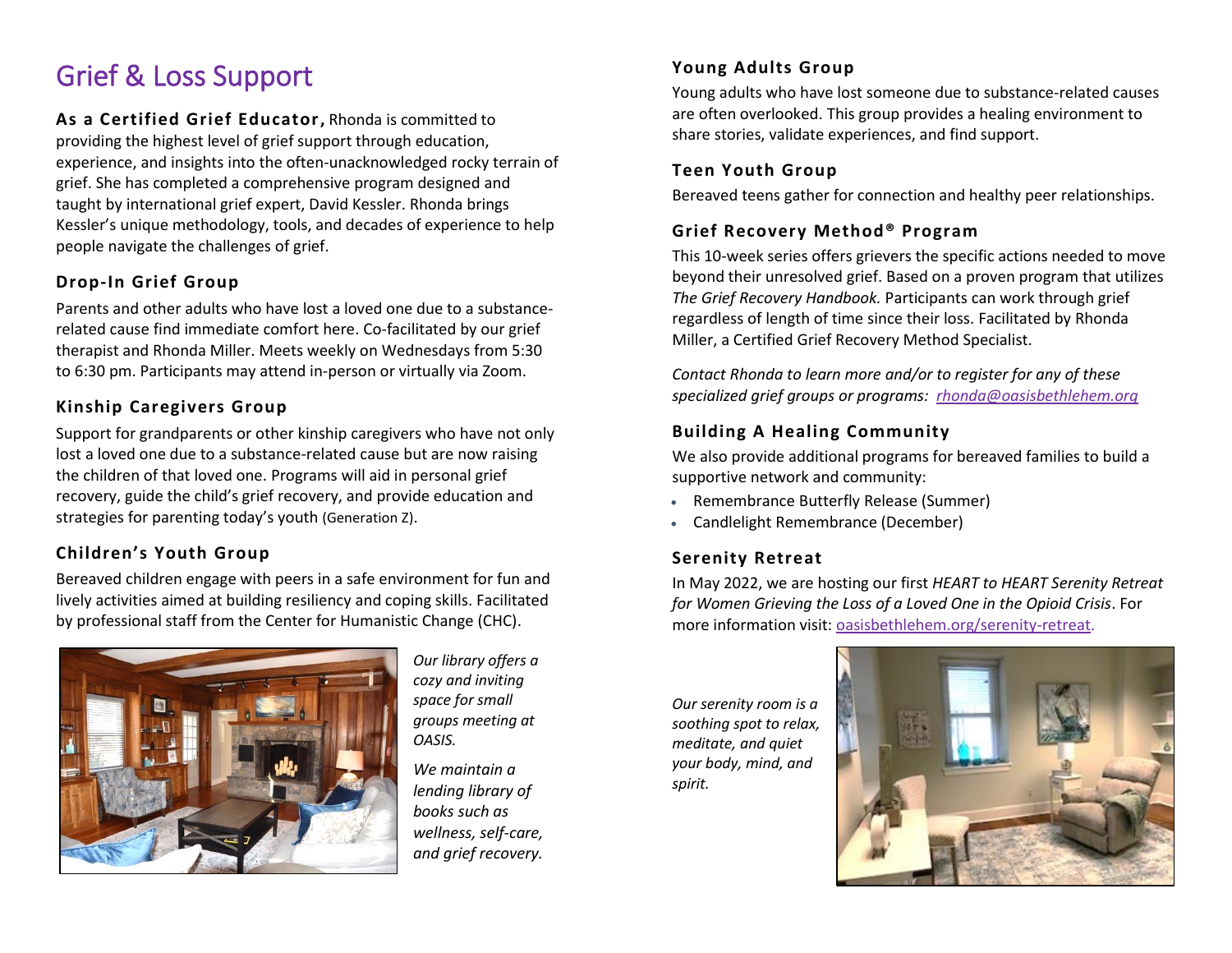# Grief & Loss Support

**As a Certified Grief Educator,** Rhonda is committed to providing the highest level of grief support through education, experience, and insights into the often-unacknowledged rocky terrain of grief. She has completed a comprehensive program designed and taught by international grief expert, David Kessler. Rhonda brings Kessler's unique methodology, tools, and decades of experience to help people navigate the challenges of grief.

### Drop-In Grief Group

Parents and other adults who have lost a loved one due to a substance-related cause find immediate comfort here. Co-facilitated by our grief therapist and Rhonda Miller. Meets weekly on Wednesdays from 5:30 to 6:30 pm. Participants may attend in-person or virtually via Zoom.

### Kinship Caregivers Group

Support for grandparents or other kinship caregivers who have not only lost a loved one due to a substance-related cause but are now raising the children of that loved one. Programs will aid in personal grief recovery, guide the child's grief recovery, and provide education and strategies for parenting today's youth (Generation Z).

### Children's Youth Group

Bereaved children engage with peers in a safe environment for fun and lively activities aimed at building resiliency and coping skills. Facilitated by professional staff from the Center for Humanistic Change (CHC).

*Our library offers a cozy and inviting space for small groups meeting at OASIS.*

*We maintain a lending library of books such as wellness, self-care, and grief recovery.*

### Young Adults Group

Young adults who have lost someone due to substance-related causes are often overlooked. This group provides a healing environment to share stories, validate experiences, and find support.

### Teen Youth Group

Bereaved teens gather for connection and healthy peer relationships.

### Grief Recovery Method® Program

This 10-week series offers grievers the specific actions needed to move beyond their unresolved grief. Based on a proven program that utilizes *The Grief Recovery Handbook.* Participants can work through grief regardless of length of time since their loss. Facilitated by Rhonda Miller, a Certified Grief Recovery Method Specialist.

*Contact Rhonda to learn more and/or to register for any of these specialized grief groups or programs: rhonda@oasisbethlehem.org*

### Building A Healing Community

We also provide additional programs for bereaved families to build a supportive network and community:

- Remembrance Butterfly Release (Summer)
- Candlelight Remembrance (December)

### Serenity Retreat

In May 2022, we are hosting our first *HEART to HEART Serenity Retreat for Women Grieving the Loss of a Loved One in the Opioid Crisis*. For more information visit: oasisbethlehem.org/serenity-retreat.

*Our serenity room is a soothing spot to relax, meditate, and quiet your body, mind, and spirit.*